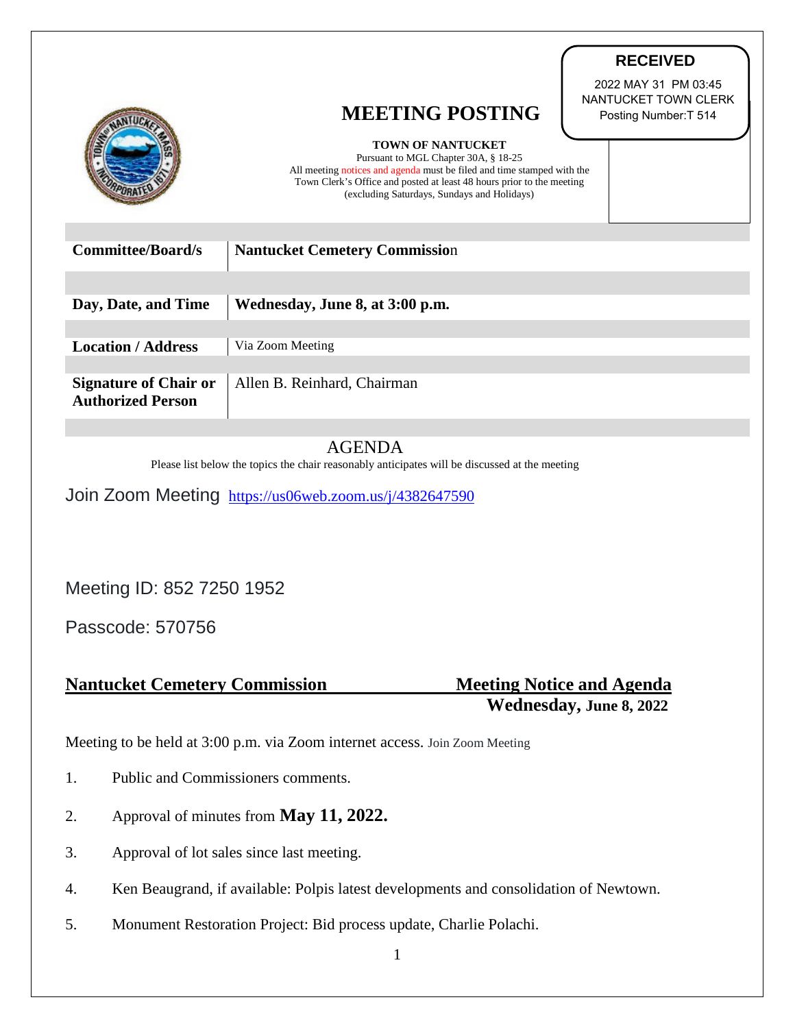**RECEIVED**

2022 MAY 31 PM 03:45
NANTUCKET TOWN CLERK
Posting Number:T 514

# MEETING POSTING

**TOWN OF NANTUCKET**
Pursuant to MGL Chapter 30A, § 18-25
All meeting notices and agenda must be filed and time stamped with the Town Clerk's Office and posted at least 48 hours prior to the meeting (excluding Saturdays, Sundays and Holidays)

| | |
|---|---|
| **Committee/Board/s** | **Nantucket Cemetery Commission** |
| **Day, Date, and Time** | **Wednesday, June 8, at 3:00 p.m.** |
| **Location / Address** | Via Zoom Meeting |
| **Signature of Chair or Authorized Person** | Allen B. Reinhard, Chairman |

## AGENDA

Please list below the topics the chair reasonably anticipates will be discussed at the meeting

Join Zoom Meeting https://us06web.zoom.us/j/4382647590

Meeting ID: 852 7250 1952

Passcode: 570756

**Nantucket Cemetery Commission** **Meeting Notice and Agenda**
**Wednesday, June 8, 2022**

Meeting to be held at 3:00 p.m. via Zoom internet access. Join Zoom Meeting

1. Public and Commissioners comments.
2. Approval of minutes from **May 11, 2022.**
3. Approval of lot sales since last meeting.
4. Ken Beaugrand, if available: Polpis latest developments and consolidation of Newtown.
5. Monument Restoration Project: Bid process update, Charlie Polachi.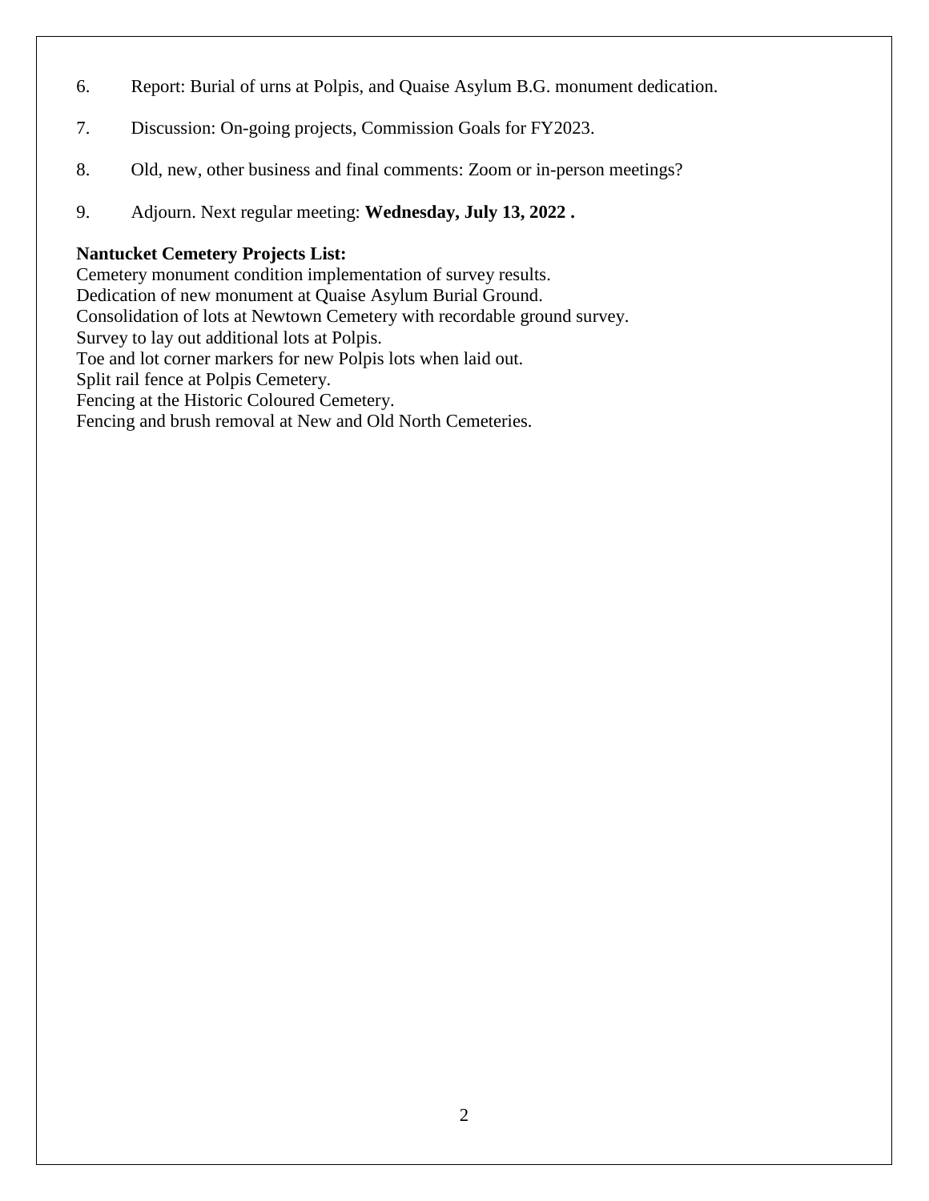6. Report: Burial of urns at Polpis, and Quaise Asylum B.G. monument dedication.

7. Discussion: On-going projects, Commission Goals for FY2023.

8. Old, new, other business and final comments: Zoom or in-person meetings?

9. Adjourn. Next regular meeting: **Wednesday, July 13, 2022 .**

**Nantucket Cemetery Projects List:**

Cemetery monument condition implementation of survey results.
Dedication of new monument at Quaise Asylum Burial Ground.
Consolidation of lots at Newtown Cemetery with recordable ground survey.
Survey to lay out additional lots at Polpis.
Toe and lot corner markers for new Polpis lots when laid out.
Split rail fence at Polpis Cemetery.
Fencing at the Historic Coloured Cemetery.
Fencing and brush removal at New and Old North Cemeteries.